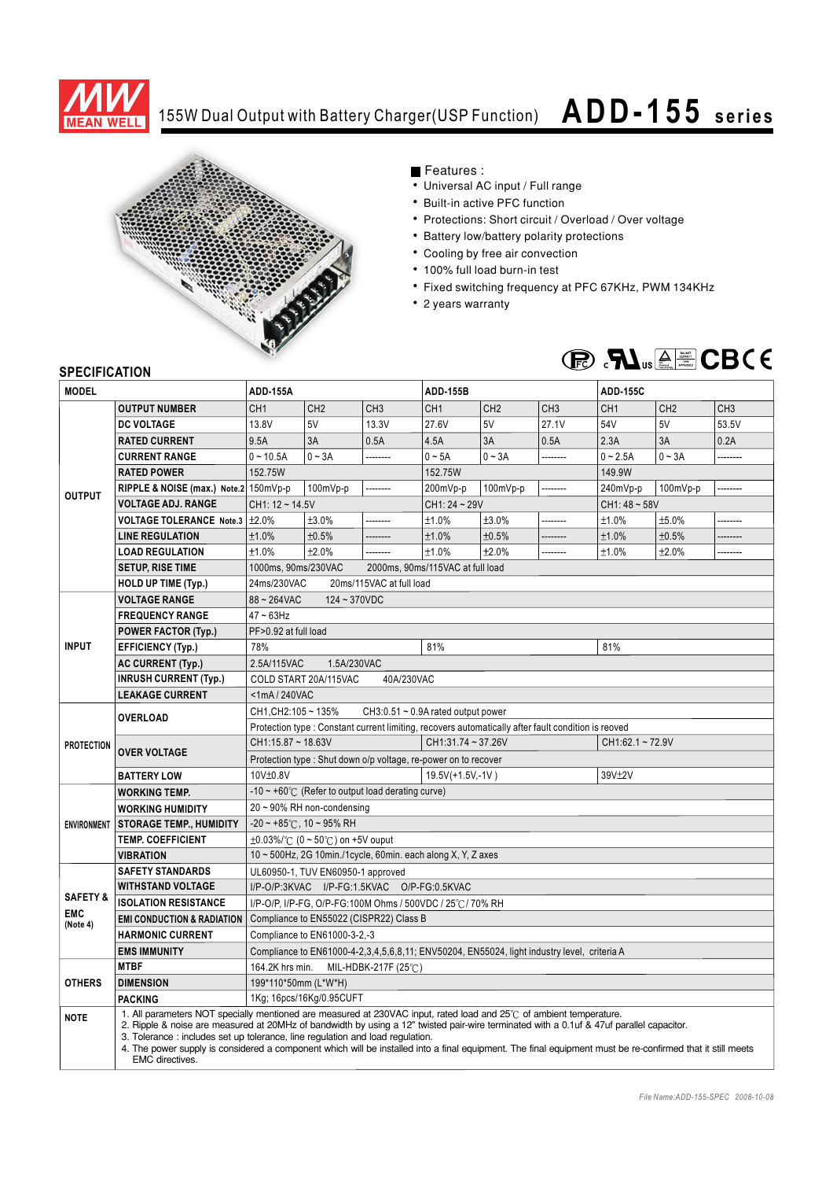# 155W Dual Output with Battery Charger(USP Function) ADD-155 series

■ Features :

- Universal AC input / Full range
- Built-in active PFC function
- Protections: Short circuit / Overload / Over voltage
- Battery low/battery polarity protections
- Cooling by free air convection
- 100% full load burn-in test
- Fixed switching frequency at PFC 67KHz, PWM 134KHz
- 2 years warranty

## SPECIFICATION

| MODEL | | ADD-155A | | | ADD-155B | | | ADD-155C | | |
|---|---|---|---|---|---|---|---|---|---|---|
| OUTPUT | OUTPUT NUMBER | CH1 | CH2 | CH3 | CH1 | CH2 | CH3 | CH1 | CH2 | CH3 |
| | DC VOLTAGE | 13.8V | 5V | 13.3V | 27.6V | 5V | 27.1V | 54V | 5V | 53.5V |
| | RATED CURRENT | 9.5A | 3A | 0.5A | 4.5A | 3A | 0.5A | 2.3A | 3A | 0.2A |
| | CURRENT RANGE | 0 ~ 10.5A | 0 ~ 3A | -------- | 0 ~ 5A | 0 ~ 3A | -------- | 0 ~ 2.5A | 0 ~ 3A | -------- |
| | RATED POWER | 152.75W | | | 152.75W | | | 149.9W | | |
| | RIPPLE & NOISE (max.) Note.2 | 150mVp-p | 100mVp-p | -------- | 200mVp-p | 100mVp-p | -------- | 240mVp-p | 100mVp-p | -------- |
| | VOLTAGE ADJ. RANGE | CH1: 12 ~ 14.5V | | | CH1: 24 ~ 29V | | | CH1: 48 ~ 58V | | |
| | VOLTAGE TOLERANCE Note.3 | ±2.0% | ±3.0% | -------- | ±1.0% | ±3.0% | -------- | ±1.0% | ±5.0% | -------- |
| | LINE REGULATION | ±1.0% | ±0.5% | -------- | ±1.0% | ±0.5% | -------- | ±1.0% | ±0.5% | -------- |
| | LOAD REGULATION | ±1.0% | ±2.0% | -------- | ±1.0% | ±2.0% | -------- | ±1.0% | ±2.0% | -------- |
| | SETUP, RISE TIME | 1000ms, 90ms/230VAC 2000ms, 90ms/115VAC at full load | | | | | | | | |
| | HOLD UP TIME (Typ.) | 24ms/230VAC 20ms/115VAC at full load | | | | | | | | |
| INPUT | VOLTAGE RANGE | 88 ~ 264VAC 124 ~ 370VDC | | | | | | | | |
| | FREQUENCY RANGE | 47 ~ 63Hz | | | | | | | | |
| | POWER FACTOR (Typ.) | PF>0.92 at full load | | | | | | | | |
| | EFFICIENCY (Typ.) | 78% | | | 81% | | | 81% | | |
| | AC CURRENT (Typ.) | 2.5A/115VAC 1.5A/230VAC | | | | | | | | |
| | INRUSH CURRENT (Typ.) | COLD START 20A/115VAC 40A/230VAC | | | | | | | | |
| | LEAKAGE CURRENT | <1mA / 240VAC | | | | | | | | |
| PROTECTION | OVERLOAD | CH1,CH2:105 ~ 135% CH3:0.51 ~ 0.9A rated output power | | | | | | | | |
| | | Protection type : Constant current limiting, recovers automatically after fault condition is reoved | | | | | | | | |
| | OVER VOLTAGE | CH1:15.87 ~ 18.63V | | | CH1:31.74 ~ 37.26V | | | CH1:62.1 ~ 72.9V | | |
| | | Protection type : Shut down o/p voltage, re-power on to recover | | | | | | | | |
| | BATTERY LOW | 10V±0.8V | | | 19.5V(+1.5V,-1V ) | | | 39V±2V | | |
| ENVIRONMENT | WORKING TEMP. | -10 ~ +60℃ (Refer to output load derating curve) | | | | | | | | |
| | WORKING HUMIDITY | 20 ~ 90% RH non-condensing | | | | | | | | |
| | STORAGE TEMP., HUMIDITY | -20 ~ +85℃, 10 ~ 95% RH | | | | | | | | |
| | TEMP. COEFFICIENT | ±0.03%/℃ (0 ~ 50℃) on +5V ouput | | | | | | | | |
| | VIBRATION | 10 ~ 500Hz, 2G 10min./1cycle, 60min. each along X, Y, Z axes | | | | | | | | |
| SAFETY & EMC (Note 4) | SAFETY STANDARDS | UL60950-1, TUV EN60950-1 approved | | | | | | | | |
| | WITHSTAND VOLTAGE | I/P-O/P:3KVAC I/P-FG:1.5KVAC O/P-FG:0.5KVAC | | | | | | | | |
| | ISOLATION RESISTANCE | I/P-O/P, I/P-FG, O/P-FG:100M Ohms / 500VDC / 25℃/ 70% RH | | | | | | | | |
| | EMI CONDUCTION & RADIATION | Compliance to EN55022 (CISPR22) Class B | | | | | | | | |
| | HARMONIC CURRENT | Compliance to EN61000-3-2,-3 | | | | | | | | |
| | EMS IMMUNITY | Compliance to EN61000-4-2,3,4,5,6,8,11; ENV50204, EN55024, light industry level, criteria A | | | | | | | | |
| OTHERS | MTBF | 164.2K hrs min. MIL-HDBK-217F (25℃) | | | | | | | | |
| | DIMENSION | 199*110*50mm (L*W*H) | | | | | | | | |
| | PACKING | 1Kg; 16pcs/16Kg/0.95CUFT | | | | | | | | |
| NOTE | | 1. All parameters NOT specially mentioned are measured at 230VAC input, rated load and 25℃ of ambient temperature.<br>2. Ripple & noise are measured at 20MHz of bandwidth by using a 12" twisted pair-wire terminated with a 0.1uf & 47uf parallel capacitor.<br>3. Tolerance : includes set up tolerance, line regulation and load regulation.<br>4. The power supply is considered a component which will be installed into a final equipment. The final equipment must be re-confirmed that it still meets EMC directives. | | | | | | | | |

File Name:ADD-155-SPEC 2008-10-08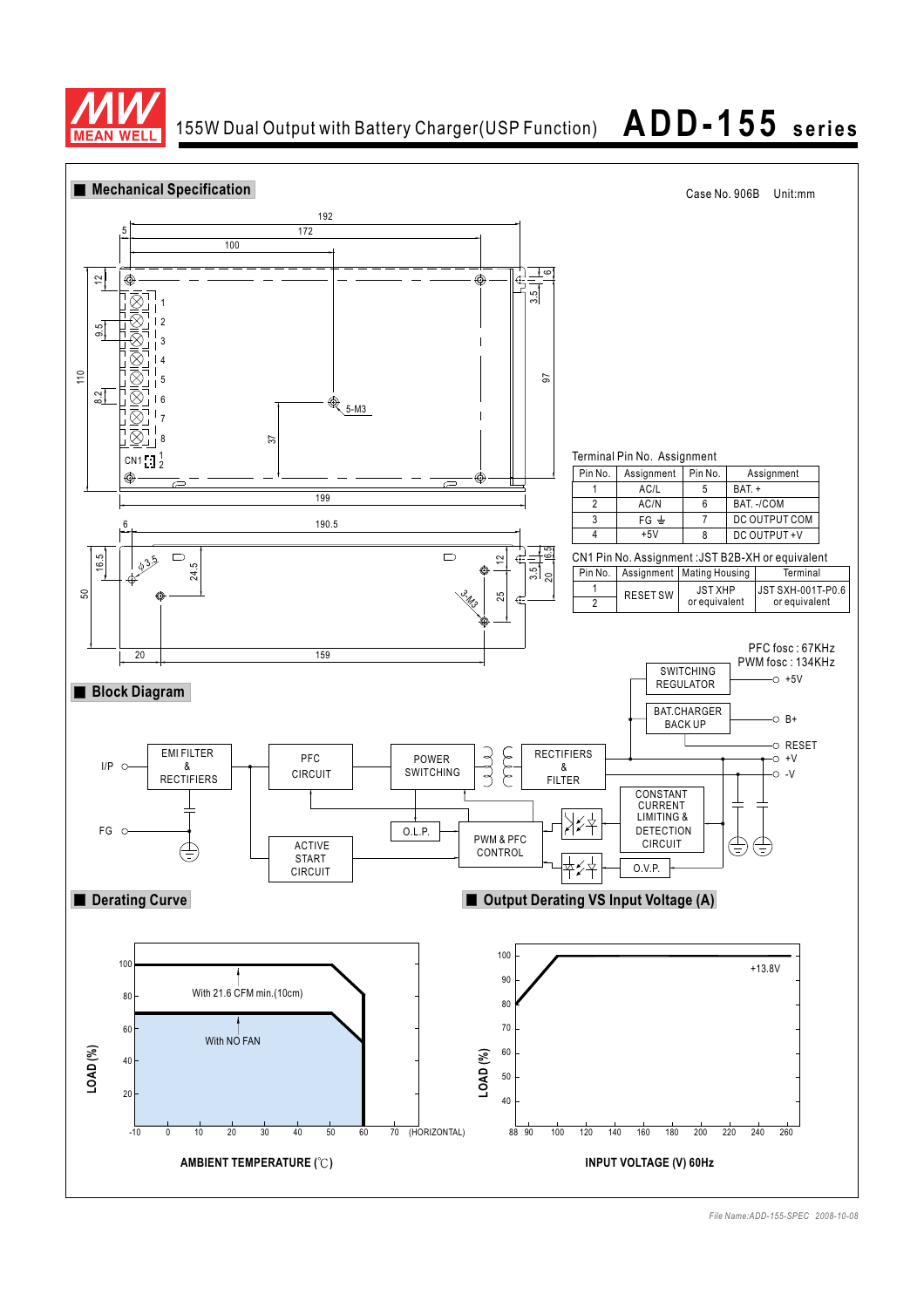# 155W Dual Output with Battery Charger(USP Function) ADD-155 series

## Mechanical Specification

Case No. 906B  Unit:mm

192
5
172
100
12
9.5
8.2
110
1
2
3
4
5
6
7
8
CN1 1 2
5-M3
37
3.5
6
97
199
6
190.5
16.5
ϕ3.5
24.5
50
20
159
12
3.5
16.5
20
3-M3
25

Terminal Pin No. Assignment

| Pin No. | Assignment | Pin No. | Assignment |
|---|---|---|---|
| 1 | AC/L | 5 | BAT. + |
| 2 | AC/N | 6 | BAT. -/COM |
| 3 | FG ⏚ | 7 | DC OUTPUT COM |
| 4 | +5V | 8 | DC OUTPUT +V |

CN1 Pin No. Assignment :JST B2B-XH or equivalent

| Pin No. | Assignment | Mating Housing | Terminal |
|---|---|---|---|
| 1 | RESET SW | JST XHP or equivalent | JST SXH-001T-P0.6 or equivalent |
| 2 | | | |

## Block Diagram

PFC fosc : 67KHz
PWM fosc : 134KHz

I/P
FG
EMI FILTER & RECTIFIERS
PFC CIRCUIT
ACTIVE START CIRCUIT
POWER SWITCHING
O.L.P.
PWM & PFC CONTROL
RECTIFIERS & FILTER
SWITCHING REGULATOR
BAT.CHARGER BACK UP
CONSTANT CURRENT LIMITING & DETECTION CIRCUIT
O.V.P.
+5V
B+
RESET
+V
-V

## Derating Curve

LOAD (%)
100
80
60
40
20
With 21.6 CFM min.(10cm)
With NO FAN
-10 0 10 20 30 40 50 60 70 (HORIZONTAL)
AMBIENT TEMPERATURE (℃)

## Output Derating VS Input Voltage (A)

LOAD (%)
100
90
80
70
60
50
40
+13.8V
88 90 100 120 140 160 180 200 220 240 260
INPUT VOLTAGE (V) 60Hz

*File Name:ADD-155-SPEC 2008-10-08*